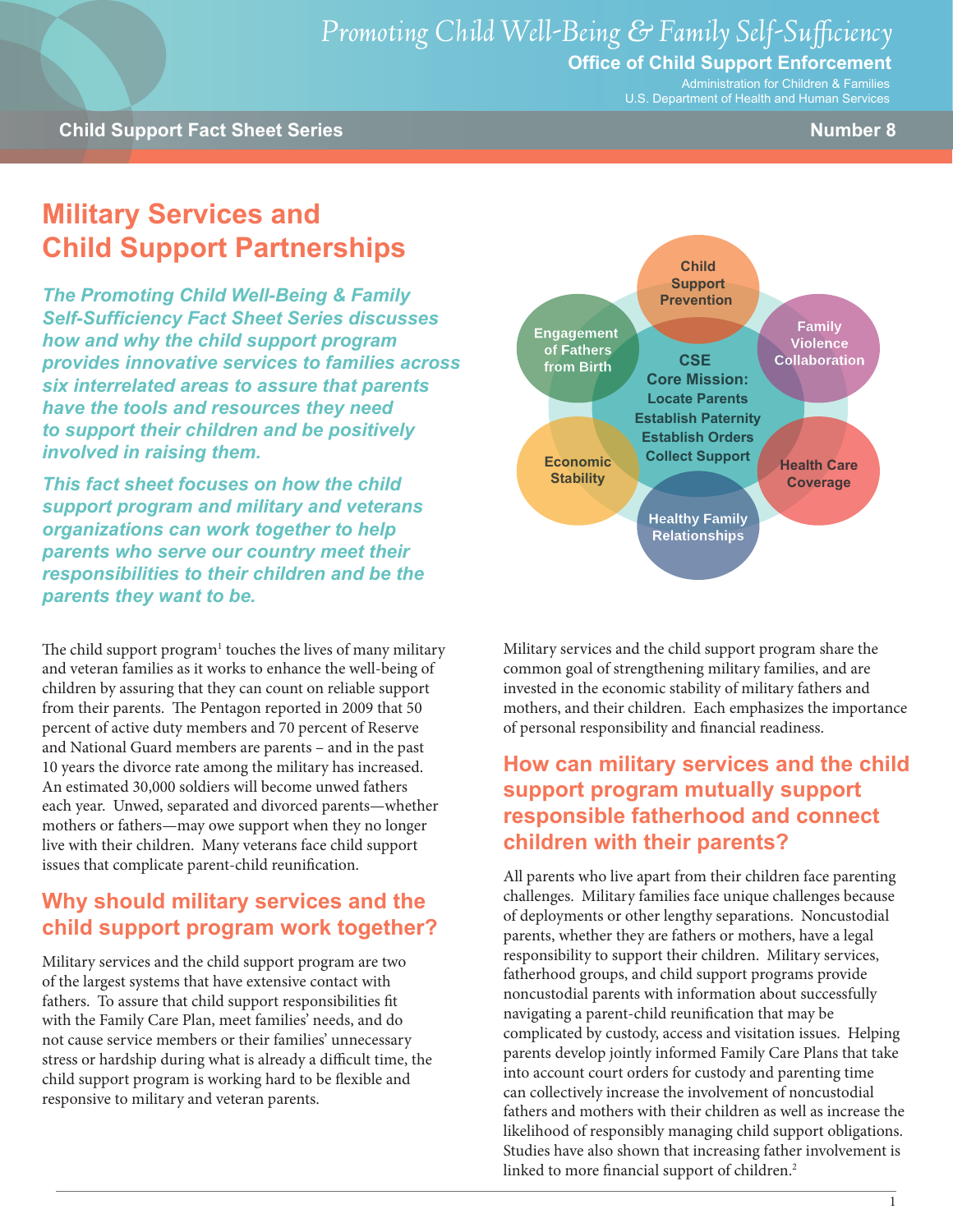*Promoting Child Well-Being & Family Self-Sufficiency*

**Office of Child Support Enforcement**

Administration for Children & Families
U.S. Department of Health and Human Services

**Child Support Fact Sheet Series** — **Number 8**

# Military Services and Child Support Partnerships

***The Promoting Child Well-Being & Family Self-Sufficiency Fact Sheet Series discusses how and why the child support program provides innovative services to families across six interrelated areas to assure that parents have the tools and resources they need to support their children and be positively involved in raising them.***

***This fact sheet focuses on how the child support program and military and veterans organizations can work together to help parents who serve our country meet their responsibilities to their children and be the parents they want to be.***

**CSE Core Mission:** Locate Parents, Establish Paternity, Establish Orders, Collect Support

- Child Support Prevention
- Family Violence Collaboration
- Health Care Coverage
- Healthy Family Relationships
- Economic Stability
- Engagement of Fathers from Birth

The child support program[1] touches the lives of many military and veteran families as it works to enhance the well-being of children by assuring that they can count on reliable support from their parents. The Pentagon reported in 2009 that 50 percent of active duty members and 70 percent of Reserve and National Guard members are parents – and in the past 10 years the divorce rate among the military has increased. An estimated 30,000 soldiers will become unwed fathers each year. Unwed, separated and divorced parents—whether mothers or fathers—may owe support when they no longer live with their children. Many veterans face child support issues that complicate parent-child reunification.

## Why should military services and the child support program work together?

Military services and the child support program are two of the largest systems that have extensive contact with fathers. To assure that child support responsibilities fit with the Family Care Plan, meet families' needs, and do not cause service members or their families' unnecessary stress or hardship during what is already a difficult time, the child support program is working hard to be flexible and responsive to military and veteran parents.

Military services and the child support program share the common goal of strengthening military families, and are invested in the economic stability of military fathers and mothers, and their children. Each emphasizes the importance of personal responsibility and financial readiness.

## How can military services and the child support program mutually support responsible fatherhood and connect children with their parents?

All parents who live apart from their children face parenting challenges. Military families face unique challenges because of deployments or other lengthy separations. Noncustodial parents, whether they are fathers or mothers, have a legal responsibility to support their children. Military services, fatherhood groups, and child support programs provide noncustodial parents with information about successfully navigating a parent-child reunification that may be complicated by custody, access and visitation issues. Helping parents develop jointly informed Family Care Plans that take into account court orders for custody and parenting time can collectively increase the involvement of noncustodial fathers and mothers with their children as well as increase the likelihood of responsibly managing child support obligations. Studies have also shown that increasing father involvement is linked to more financial support of children.[2]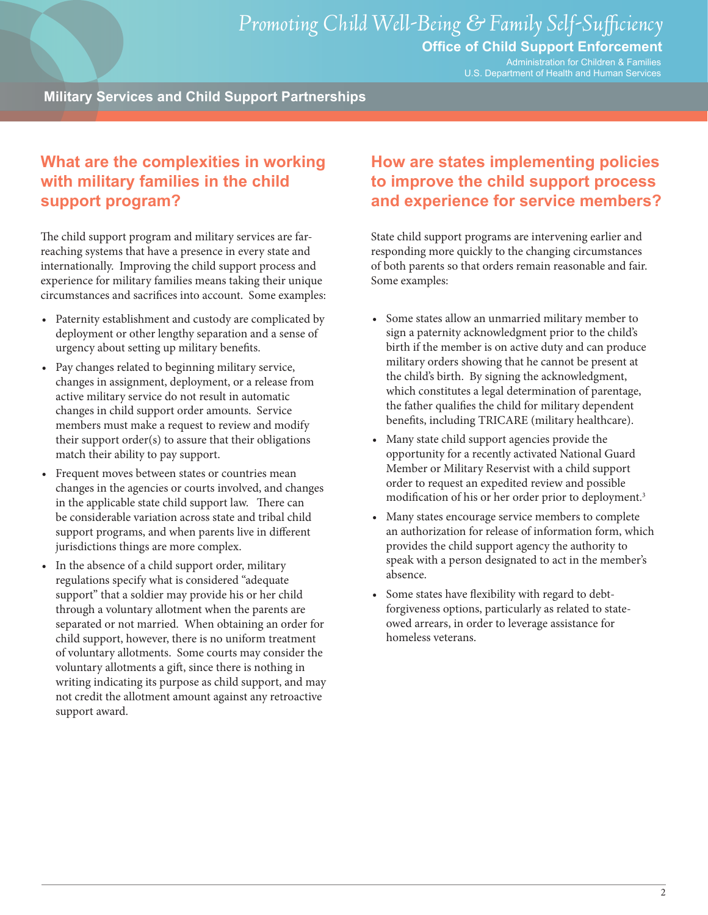## What are the complexities in working with military families in the child support program?

The child support program and military services are far-reaching systems that have a presence in every state and internationally. Improving the child support process and experience for military families means taking their unique circumstances and sacrifices into account. Some examples:

- Paternity establishment and custody are complicated by deployment or other lengthy separation and a sense of urgency about setting up military benefits.
- Pay changes related to beginning military service, changes in assignment, deployment, or a release from active military service do not result in automatic changes in child support order amounts. Service members must make a request to review and modify their support order(s) to assure that their obligations match their ability to pay support.
- Frequent moves between states or countries mean changes in the agencies or courts involved, and changes in the applicable state child support law. There can be considerable variation across state and tribal child support programs, and when parents live in different jurisdictions things are more complex.
- In the absence of a child support order, military regulations specify what is considered "adequate support" that a soldier may provide his or her child through a voluntary allotment when the parents are separated or not married. When obtaining an order for child support, however, there is no uniform treatment of voluntary allotments. Some courts may consider the voluntary allotments a gift, since there is nothing in writing indicating its purpose as child support, and may not credit the allotment amount against any retroactive support award.

## How are states implementing policies to improve the child support process and experience for service members?

State child support programs are intervening earlier and responding more quickly to the changing circumstances of both parents so that orders remain reasonable and fair. Some examples:

- Some states allow an unmarried military member to sign a paternity acknowledgment prior to the child's birth if the member is on active duty and can produce military orders showing that he cannot be present at the child's birth. By signing the acknowledgment, which constitutes a legal determination of parentage, the father qualifies the child for military dependent benefits, including TRICARE (military healthcare).
- Many state child support agencies provide the opportunity for a recently activated National Guard Member or Military Reservist with a child support order to request an expedited review and possible modification of his or her order prior to deployment.[3]
- Many states encourage service members to complete an authorization for release of information form, which provides the child support agency the authority to speak with a person designated to act in the member's absence.
- Some states have flexibility with regard to debt-forgiveness options, particularly as related to state-owed arrears, in order to leverage assistance for homeless veterans.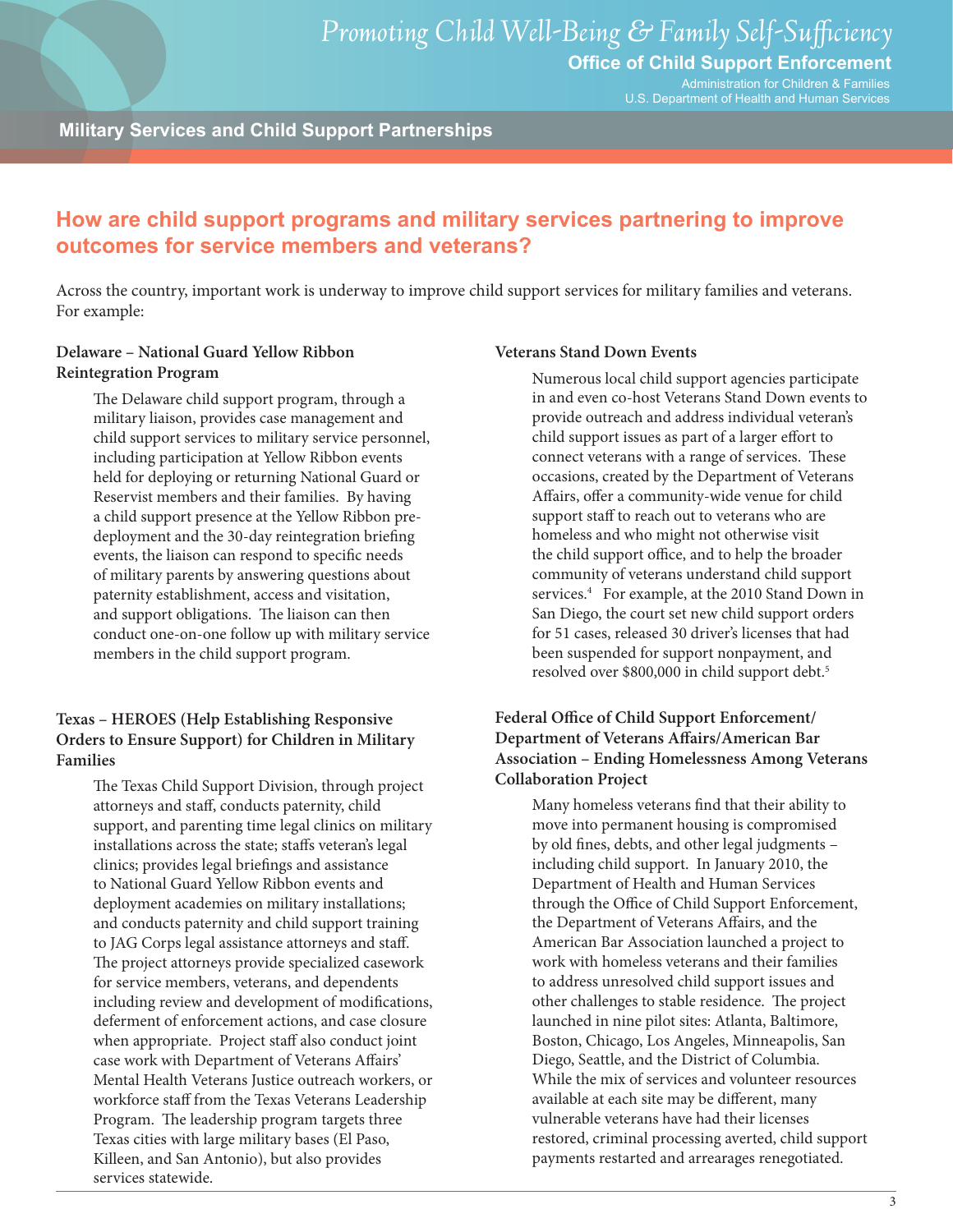## How are child support programs and military services partnering to improve outcomes for service members and veterans?

Across the country, important work is underway to improve child support services for military families and veterans. For example:

**Delaware – National Guard Yellow Ribbon Reintegration Program**

The Delaware child support program, through a military liaison, provides case management and child support services to military service personnel, including participation at Yellow Ribbon events held for deploying or returning National Guard or Reservist members and their families. By having a child support presence at the Yellow Ribbon pre-deployment and the 30-day reintegration briefing events, the liaison can respond to specific needs of military parents by answering questions about paternity establishment, access and visitation, and support obligations. The liaison can then conduct one-on-one follow up with military service members in the child support program.

**Texas – HEROES (Help Establishing Responsive Orders to Ensure Support) for Children in Military Families**

The Texas Child Support Division, through project attorneys and staff, conducts paternity, child support, and parenting time legal clinics on military installations across the state; staffs veteran's legal clinics; provides legal briefings and assistance to National Guard Yellow Ribbon events and deployment academies on military installations; and conducts paternity and child support training to JAG Corps legal assistance attorneys and staff. The project attorneys provide specialized casework for service members, veterans, and dependents including review and development of modifications, deferment of enforcement actions, and case closure when appropriate. Project staff also conduct joint case work with Department of Veterans Affairs' Mental Health Veterans Justice outreach workers, or workforce staff from the Texas Veterans Leadership Program. The leadership program targets three Texas cities with large military bases (El Paso, Killeen, and San Antonio), but also provides services statewide.

**Veterans Stand Down Events**

Numerous local child support agencies participate in and even co-host Veterans Stand Down events to provide outreach and address individual veteran's child support issues as part of a larger effort to connect veterans with a range of services. These occasions, created by the Department of Veterans Affairs, offer a community-wide venue for child support staff to reach out to veterans who are homeless and who might not otherwise visit the child support office, and to help the broader community of veterans understand child support services.[4] For example, at the 2010 Stand Down in San Diego, the court set new child support orders for 51 cases, released 30 driver's licenses that had been suspended for support nonpayment, and resolved over $800,000 in child support debt.[5]

**Federal Office of Child Support Enforcement/ Department of Veterans Affairs/American Bar Association – Ending Homelessness Among Veterans Collaboration Project**

Many homeless veterans find that their ability to move into permanent housing is compromised by old fines, debts, and other legal judgments – including child support. In January 2010, the Department of Health and Human Services through the Office of Child Support Enforcement, the Department of Veterans Affairs, and the American Bar Association launched a project to work with homeless veterans and their families to address unresolved child support issues and other challenges to stable residence. The project launched in nine pilot sites: Atlanta, Baltimore, Boston, Chicago, Los Angeles, Minneapolis, San Diego, Seattle, and the District of Columbia. While the mix of services and volunteer resources available at each site may be different, many vulnerable veterans have had their licenses restored, criminal processing averted, child support payments restarted and arrearages renegotiated.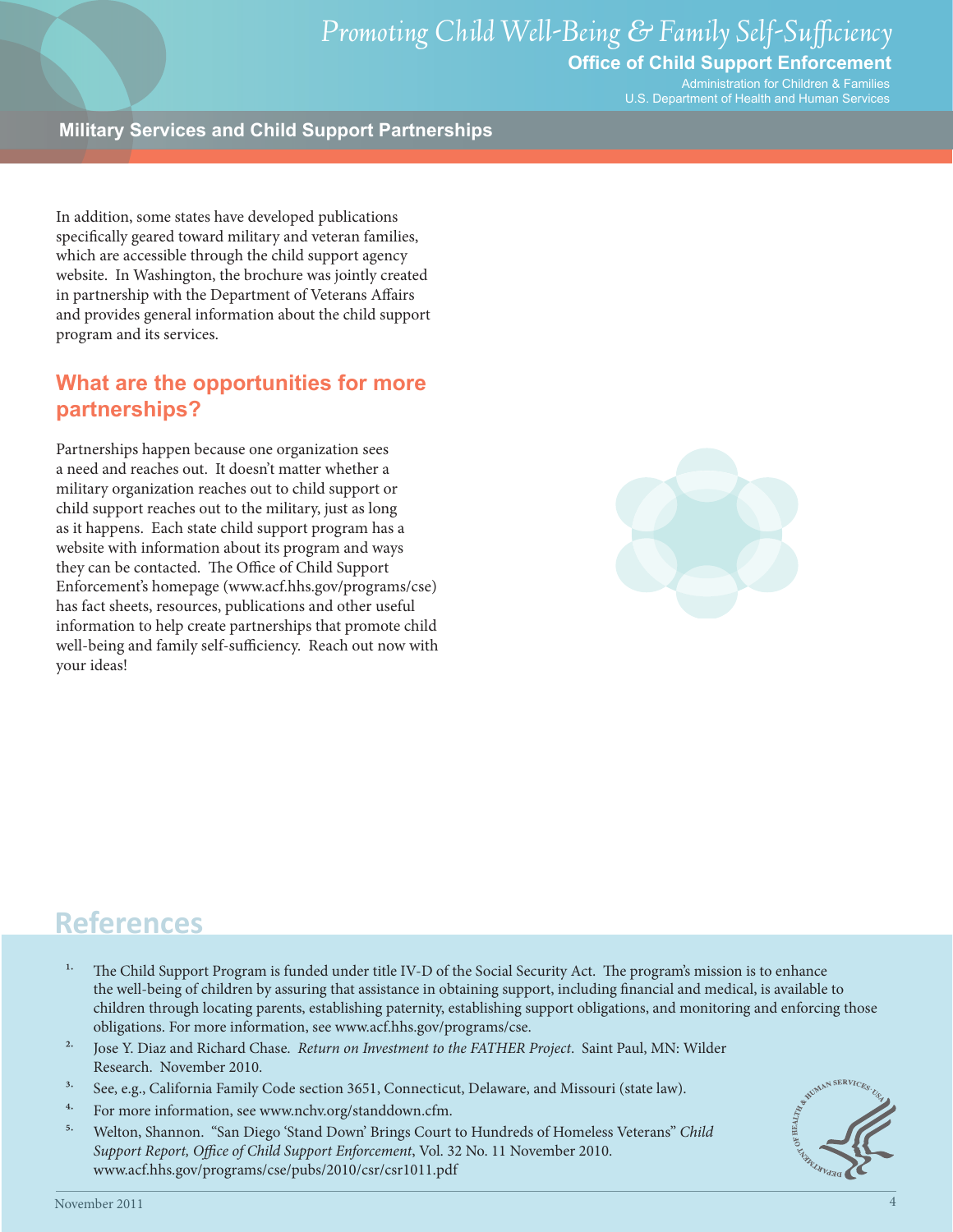In addition, some states have developed publications specifically geared toward military and veteran families, which are accessible through the child support agency website. In Washington, the brochure was jointly created in partnership with the Department of Veterans Affairs and provides general information about the child support program and its services.

## What are the opportunities for more partnerships?

Partnerships happen because one organization sees a need and reaches out. It doesn't matter whether a military organization reaches out to child support or child support reaches out to the military, just as long as it happens. Each state child support program has a website with information about its program and ways they can be contacted. The Office of Child Support Enforcement's homepage (www.acf.hhs.gov/programs/cse) has fact sheets, resources, publications and other useful information to help create partnerships that promote child well-being and family self-sufficiency. Reach out now with your ideas!

## References

1. The Child Support Program is funded under title IV-D of the Social Security Act. The program's mission is to enhance the well-being of children by assuring that assistance in obtaining support, including financial and medical, is available to children through locating parents, establishing paternity, establishing support obligations, and monitoring and enforcing those obligations. For more information, see www.acf.hhs.gov/programs/cse.
2. Jose Y. Diaz and Richard Chase. *Return on Investment to the FATHER Project.* Saint Paul, MN: Wilder Research. November 2010.
3. See, e.g., California Family Code section 3651, Connecticut, Delaware, and Missouri (state law).
4. For more information, see www.nchv.org/standdown.cfm.
5. Welton, Shannon. "San Diego 'Stand Down' Brings Court to Hundreds of Homeless Veterans" *Child Support Report, Office of Child Support Enforcement*, Vol. 32 No. 11 November 2010. www.acf.hhs.gov/programs/cse/pubs/2010/csr/csr1011.pdf

November 2011